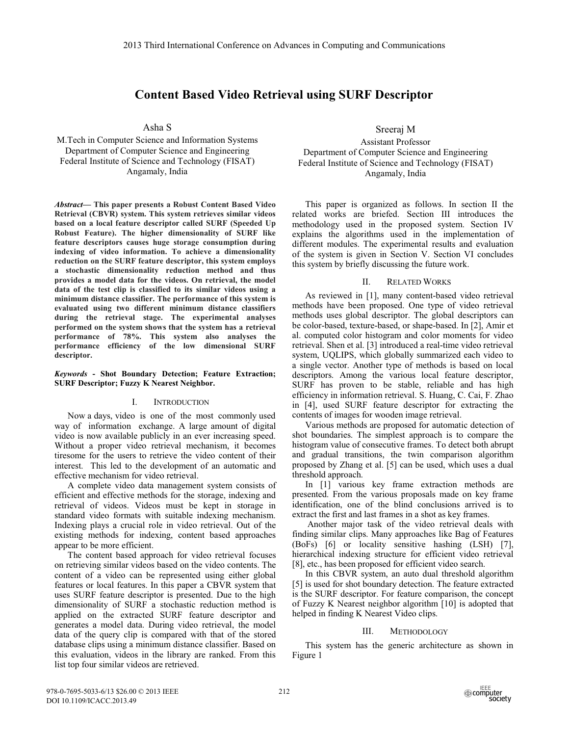# Content Based Video Retrieval using SURF Descriptor

Asha S
M.Tech in Computer Science and Information Systems
Department of Computer Science and Engineering
Federal Institute of Science and Technology (FISAT)
Angamaly, India

Sreeraj M
Assistant Professor
Department of Computer Science and Engineering
Federal Institute of Science and Technology (FISAT)
Angamaly, India

***Abstract*— This paper presents a Robust Content Based Video Retrieval (CBVR) system. This system retrieves similar videos based on a local feature descriptor called SURF (Speeded Up Robust Feature). The higher dimensionality of SURF like feature descriptors causes huge storage consumption during indexing of video information. To achieve a dimensionality reduction on the SURF feature descriptor, this system employs a stochastic dimensionality reduction method and thus provides a model data for the videos. On retrieval, the model data of the test clip is classified to its similar videos using a minimum distance classifier. The performance of this system is evaluated using two different minimum distance classifiers during the retrieval stage. The experimental analyses performed on the system shows that the system has a retrieval performance of 78%. This system also analyses the performance efficiency of the low dimensional SURF descriptor.**

***Keywords* - Shot Boundary Detection; Feature Extraction; SURF Descriptor; Fuzzy K Nearest Neighbor.**

## I. Introduction

Now a days, video is one of the most commonly used way of information exchange. A large amount of digital video is now available publicly in an ever increasing speed. Without a proper video retrieval mechanism, it becomes tiresome for the users to retrieve the video content of their interest. This led to the development of an automatic and effective mechanism for video retrieval.

A complete video data management system consists of efficient and effective methods for the storage, indexing and retrieval of videos. Videos must be kept in storage in standard video formats with suitable indexing mechanism. Indexing plays a crucial role in video retrieval. Out of the existing methods for indexing, content based approaches appear to be more efficient.

The content based approach for video retrieval focuses on retrieving similar videos based on the video contents. The content of a video can be represented using either global features or local features. In this paper a CBVR system that uses SURF feature descriptor is presented. Due to the high dimensionality of SURF a stochastic reduction method is applied on the extracted SURF feature descriptor and generates a model data. During video retrieval, the model data of the query clip is compared with that of the stored database clips using a minimum distance classifier. Based on this evaluation, videos in the library are ranked. From this list top four similar videos are retrieved.

This paper is organized as follows. In section II the related works are briefed. Section III introduces the methodology used in the proposed system. Section IV explains the algorithms used in the implementation of different modules. The experimental results and evaluation of the system is given in Section V. Section VI concludes this system by briefly discussing the future work.

## II. Related Works

As reviewed in [1], many content-based video retrieval methods have been proposed. One type of video retrieval methods uses global descriptor. The global descriptors can be color-based, texture-based, or shape-based. In [2], Amir et al. computed color histogram and color moments for video retrieval. Shen et al. [3] introduced a real-time video retrieval system, UQLIPS, which globally summarized each video to a single vector. Another type of methods is based on local descriptors. Among the various local feature descriptor, SURF has proven to be stable, reliable and has high efficiency in information retrieval. S. Huang, C. Cai, F. Zhao in [4], used SURF feature descriptor for extracting the contents of images for wooden image retrieval.

Various methods are proposed for automatic detection of shot boundaries. The simplest approach is to compare the histogram value of consecutive frames. To detect both abrupt and gradual transitions, the twin comparison algorithm proposed by Zhang et al. [5] can be used, which uses a dual threshold approach.

In [1] various key frame extraction methods are presented. From the various proposals made on key frame identification, one of the blind conclusions arrived is to extract the first and last frames in a shot as key frames.

Another major task of the video retrieval deals with finding similar clips. Many approaches like Bag of Features (BoFs) [6] or locality sensitive hashing (LSH) [7], hierarchical indexing structure for efficient video retrieval [8], etc., has been proposed for efficient video search.

In this CBVR system, an auto dual threshold algorithm [5] is used for shot boundary detection. The feature extracted is the SURF descriptor. For feature comparison, the concept of Fuzzy K Nearest neighbor algorithm [10] is adopted that helped in finding K Nearest Video clips.

## III. Methodology

This system has the generic architecture as shown in Figure 1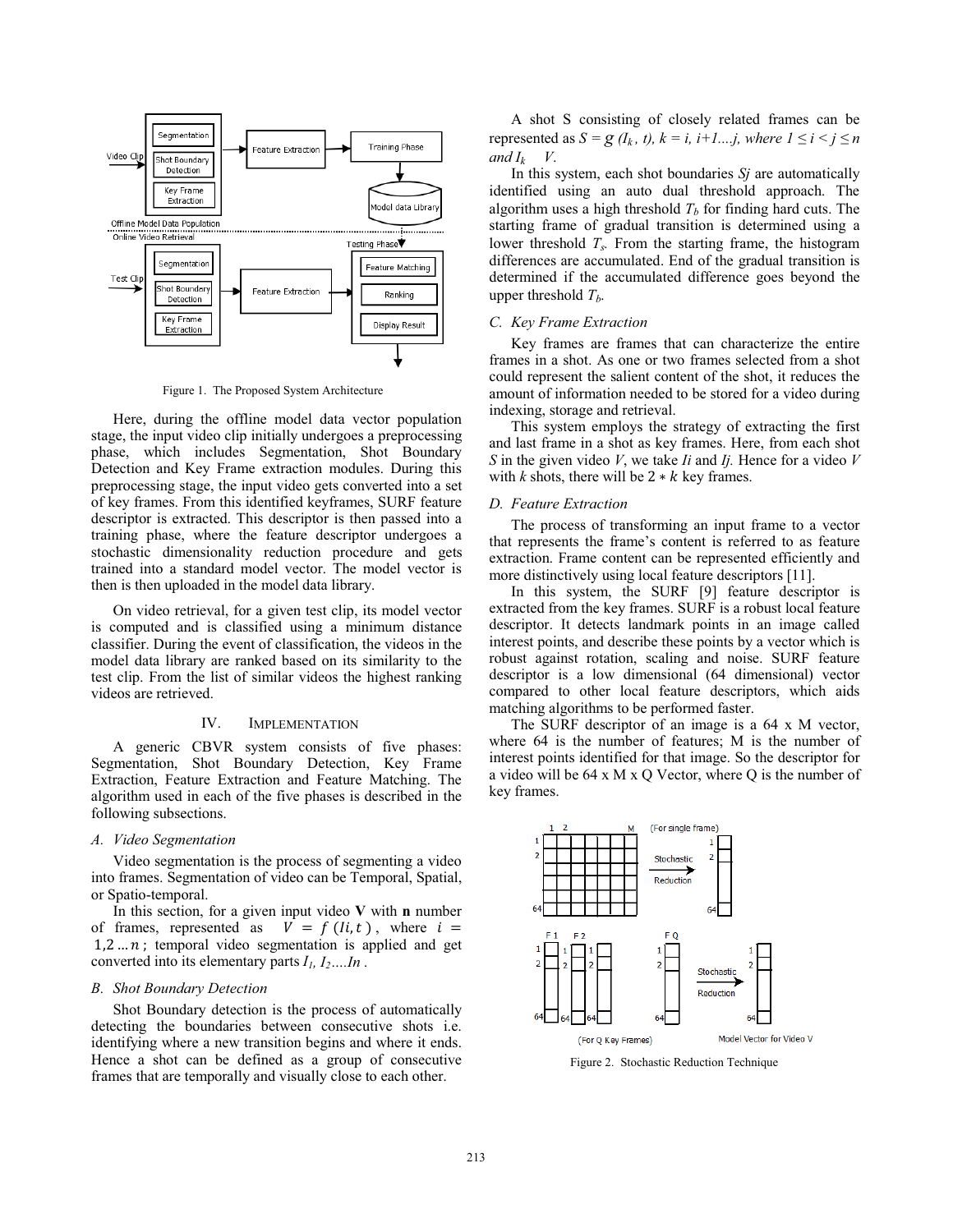Figure 1. The Proposed System Architecture

Here, during the offline model data vector population stage, the input video clip initially undergoes a preprocessing phase, which includes Segmentation, Shot Boundary Detection and Key Frame extraction modules. During this preprocessing stage, the input video gets converted into a set of key frames. From this identified keyframes, SURF feature descriptor is extracted. This descriptor is then passed into a training phase, where the feature descriptor undergoes a stochastic dimensionality reduction procedure and gets trained into a standard model vector. The model vector is then is then uploaded in the model data library.

On video retrieval, for a given test clip, its model vector is computed and is classified using a minimum distance classifier. During the event of classification, the videos in the model data library are ranked based on its similarity to the test clip. From the list of similar videos the highest ranking videos are retrieved.

## IV. IMPLEMENTATION

A generic CBVR system consists of five phases: Segmentation, Shot Boundary Detection, Key Frame Extraction, Feature Extraction and Feature Matching. The algorithm used in each of the five phases is described in the following subsections.

### A. Video Segmentation

Video segmentation is the process of segmenting a video into frames. Segmentation of video can be Temporal, Spatial, or Spatio-temporal.

In this section, for a given input video **V** with **n** number of frames, represented as $V = f(Ii, t)$, where $i = 1,2 \ldots n$; temporal video segmentation is applied and get converted into its elementary parts $I_1, I_2 \ldots In$ .

### B. Shot Boundary Detection

Shot Boundary detection is the process of automatically detecting the boundaries between consecutive shots i.e. identifying where a new transition begins and where it ends. Hence a shot can be defined as a group of consecutive frames that are temporally and visually close to each other.

A shot S consisting of closely related frames can be represented as $S = g\ (I_k,\ t),\ k = i, i+1 \ldots j$, where $1 \leq i < j \leq n$ and $I_k \quad V$.

In this system, each shot boundaries *Sj* are automatically identified using an auto dual threshold approach. The algorithm uses a high threshold $T_b$ for finding hard cuts. The starting frame of gradual transition is determined using a lower threshold $T_s$. From the starting frame, the histogram differences are accumulated. End of the gradual transition is determined if the accumulated difference goes beyond the upper threshold $T_b$.

### C. Key Frame Extraction

Key frames are frames that can characterize the entire frames in a shot. As one or two frames selected from a shot could represent the salient content of the shot, it reduces the amount of information needed to be stored for a video during indexing, storage and retrieval.

This system employs the strategy of extracting the first and last frame in a shot as key frames. Here, from each shot *S* in the given video *V*, we take *Ii* and *Ij.* Hence for a video *V* with *k* shots, there will be $2 * k$ key frames.

### D. Feature Extraction

The process of transforming an input frame to a vector that represents the frame's content is referred to as feature extraction. Frame content can be represented efficiently and more distinctively using local feature descriptors [11].

In this system, the SURF [9] feature descriptor is extracted from the key frames. SURF is a robust local feature descriptor. It detects landmark points in an image called interest points, and describe these points by a vector which is robust against rotation, scaling and noise. SURF feature descriptor is a low dimensional (64 dimensional) vector compared to other local feature descriptors, which aids matching algorithms to be performed faster.

The SURF descriptor of an image is a 64 x M vector, where 64 is the number of features; M is the number of interest points identified for that image. So the descriptor for a video will be 64 x M x Q Vector, where Q is the number of key frames.

Figure 2. Stochastic Reduction Technique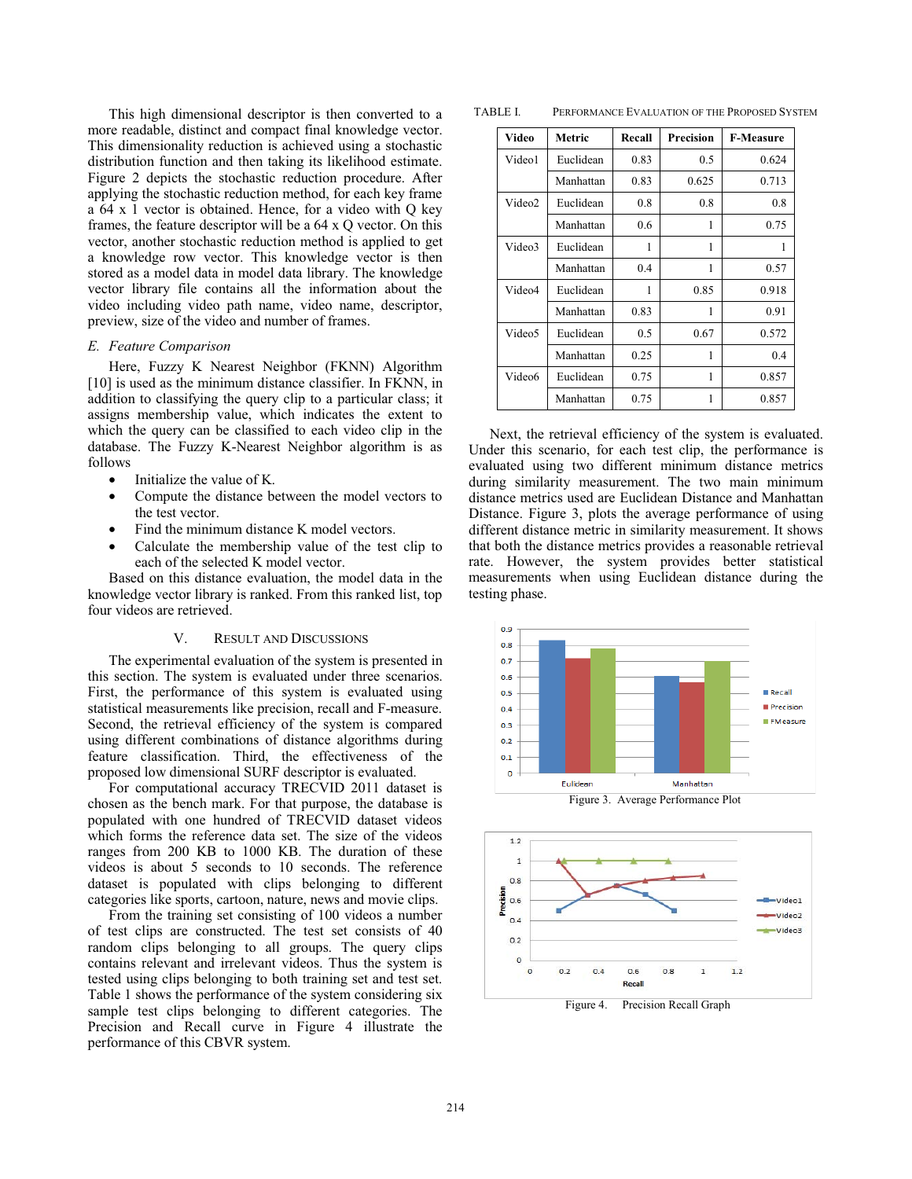This high dimensional descriptor is then converted to a more readable, distinct and compact final knowledge vector. This dimensionality reduction is achieved using a stochastic distribution function and then taking its likelihood estimate. Figure 2 depicts the stochastic reduction procedure. After applying the stochastic reduction method, for each key frame a 64 x 1 vector is obtained. Hence, for a video with Q key frames, the feature descriptor will be a 64 x Q vector. On this vector, another stochastic reduction method is applied to get a knowledge row vector. This knowledge vector is then stored as a model data in model data library. The knowledge vector library file contains all the information about the video including video path name, video name, descriptor, preview, size of the video and number of frames.

### *E. Feature Comparison*

Here, Fuzzy K Nearest Neighbor (FKNN) Algorithm [10] is used as the minimum distance classifier. In FKNN, in addition to classifying the query clip to a particular class; it assigns membership value, which indicates the extent to which the query can be classified to each video clip in the database. The Fuzzy K-Nearest Neighbor algorithm is as follows

- Initialize the value of K.
- Compute the distance between the model vectors to the test vector.
- Find the minimum distance K model vectors.
- Calculate the membership value of the test clip to each of the selected K model vector.

Based on this distance evaluation, the model data in the knowledge vector library is ranked. From this ranked list, top four videos are retrieved.

## V. Result and Discussions

The experimental evaluation of the system is presented in this section. The system is evaluated under three scenarios. First, the performance of this system is evaluated using statistical measurements like precision, recall and F-measure. Second, the retrieval efficiency of the system is compared using different combinations of distance algorithms during feature classification. Third, the effectiveness of the proposed low dimensional SURF descriptor is evaluated.

For computational accuracy TRECVID 2011 dataset is chosen as the bench mark. For that purpose, the database is populated with one hundred of TRECVID dataset videos which forms the reference data set. The size of the videos ranges from 200 KB to 1000 KB. The duration of these videos is about 5 seconds to 10 seconds. The reference dataset is populated with clips belonging to different categories like sports, cartoon, nature, news and movie clips.

From the training set consisting of 100 videos a number of test clips are constructed. The test set consists of 40 random clips belonging to all groups. The query clips contains relevant and irrelevant videos. Thus the system is tested using clips belonging to both training set and test set. Table 1 shows the performance of the system considering six sample test clips belonging to different categories. The Precision and Recall curve in Figure 4 illustrate the performance of this CBVR system.

TABLE I. Performance Evaluation of the Proposed System

| Video | Metric | Recall | Precision | F-Measure |
|---|---|---|---|---|
| Video1 | Euclidean | 0.83 | 0.5 | 0.624 |
| | Manhattan | 0.83 | 0.625 | 0.713 |
| Video2 | Euclidean | 0.8 | 0.8 | 0.8 |
| | Manhattan | 0.6 | 1 | 0.75 |
| Video3 | Euclidean | 1 | 1 | 1 |
| | Manhattan | 0.4 | 1 | 0.57 |
| Video4 | Euclidean | 1 | 0.85 | 0.918 |
| | Manhattan | 0.83 | 1 | 0.91 |
| Video5 | Euclidean | 0.5 | 0.67 | 0.572 |
| | Manhattan | 0.25 | 1 | 0.4 |
| Video6 | Euclidean | 0.75 | 1 | 0.857 |
| | Manhattan | 0.75 | 1 | 0.857 |

Next, the retrieval efficiency of the system is evaluated. Under this scenario, for each test clip, the performance is evaluated using two different minimum distance metrics during similarity measurement. The two main minimum distance metrics used are Euclidean Distance and Manhattan Distance. Figure 3, plots the average performance of using different distance metric in similarity measurement. It shows that both the distance metrics provides a reasonable retrieval rate. However, the system provides better statistical measurements when using Euclidean distance during the testing phase.

Figure 3. Average Performance Plot

Figure 4. Precision Recall Graph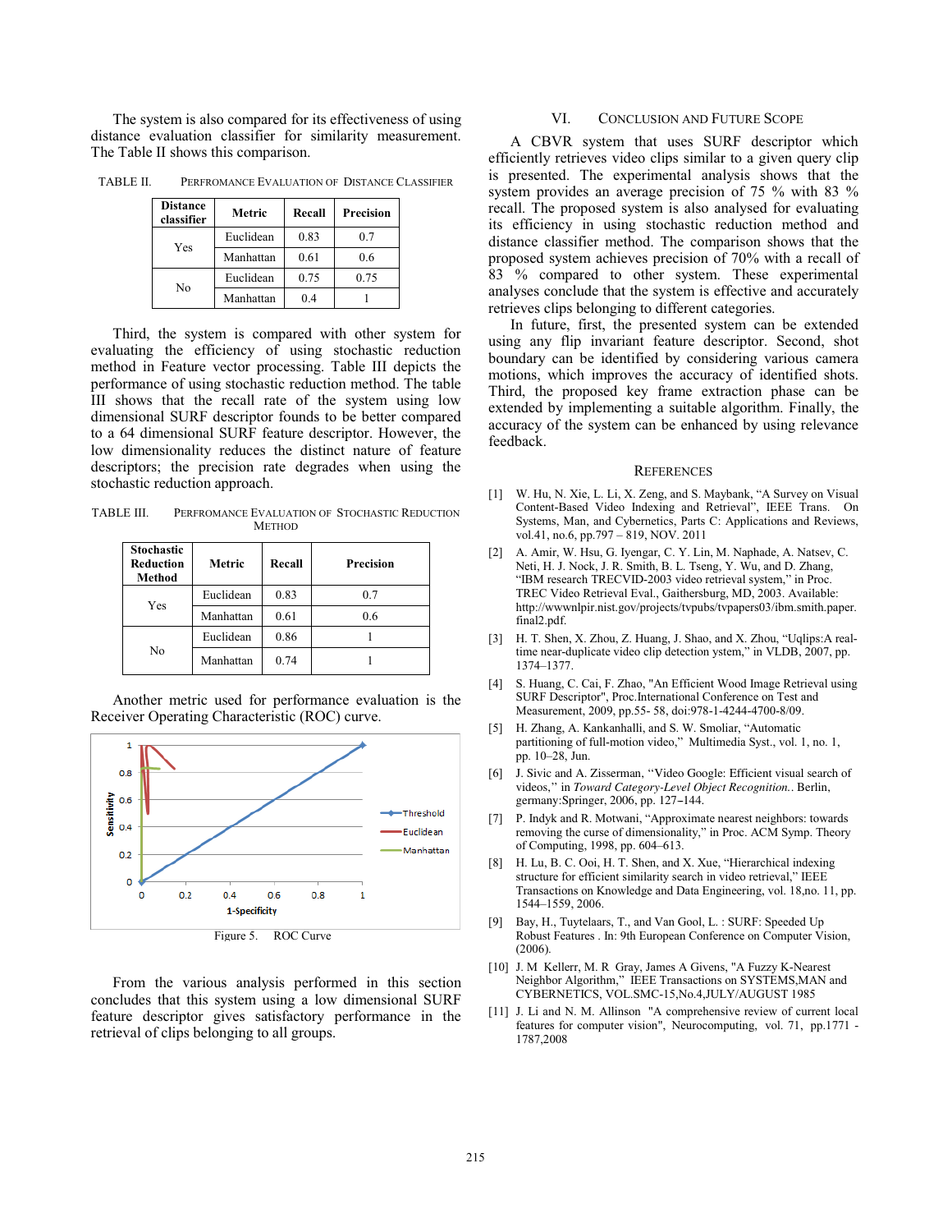The system is also compared for its effectiveness of using distance evaluation classifier for similarity measurement. The Table II shows this comparison.

TABLE II. PERFROMANCE EVALUATION OF DISTANCE CLASSIFIER

| Distance classifier | Metric | Recall | Precision |
|---|---|---|---|
| Yes | Euclidean | 0.83 | 0.7 |
| | Manhattan | 0.61 | 0.6 |
| No | Euclidean | 0.75 | 0.75 |
| | Manhattan | 0.4 | 1 |

Third, the system is compared with other system for evaluating the efficiency of using stochastic reduction method in Feature vector processing. Table III depicts the performance of using stochastic reduction method. The table III shows that the recall rate of the system using low dimensional SURF descriptor founds to be better compared to a 64 dimensional SURF feature descriptor. However, the low dimensionality reduces the distinct nature of feature descriptors; the precision rate degrades when using the stochastic reduction approach.

TABLE III. PERFROMANCE EVALUATION OF STOCHASTIC REDUCTION METHOD

| Stochastic Reduction Method | Metric | Recall | Precision |
|---|---|---|---|
| Yes | Euclidean | 0.83 | 0.7 |
| | Manhattan | 0.61 | 0.6 |
| No | Euclidean | 0.86 | 1 |
| | Manhattan | 0.74 | 1 |

Another metric used for performance evaluation is the Receiver Operating Characteristic (ROC) curve.

Sensitivity
1
0.8
0.6
0.4
0.2
0
0 0.2 0.4 0.6 0.8 1
1-Specificity
Threshold
Euclidean
Manhattan

Figure 5. ROC Curve

From the various analysis performed in this section concludes that this system using a low dimensional SURF feature descriptor gives satisfactory performance in the retrieval of clips belonging to all groups.

## VI. CONCLUSION AND FUTURE SCOPE

A CBVR system that uses SURF descriptor which efficiently retrieves video clips similar to a given query clip is presented. The experimental analysis shows that the system provides an average precision of 75 % with 83 % recall. The proposed system is also analysed for evaluating its efficiency in using stochastic reduction method and distance classifier method. The comparison shows that the proposed system achieves precision of 70% with a recall of 83 % compared to other system. These experimental analyses conclude that the system is effective and accurately retrieves clips belonging to different categories.

In future, first, the presented system can be extended using any flip invariant feature descriptor. Second, shot boundary can be identified by considering various camera motions, which improves the accuracy of identified shots. Third, the proposed key frame extraction phase can be extended by implementing a suitable algorithm. Finally, the accuracy of the system can be enhanced by using relevance feedback.

## REFERENCES

[1] W. Hu, N. Xie, L. Li, X. Zeng, and S. Maybank, “A Survey on Visual Content-Based Video Indexing and Retrieval”, IEEE Trans. On Systems, Man, and Cybernetics, Parts C: Applications and Reviews, vol.41, no.6, pp.797 – 819, NOV. 2011

[2] A. Amir, W. Hsu, G. Iyengar, C. Y. Lin, M. Naphade, A. Natsev, C. Neti, H. J. Nock, J. R. Smith, B. L. Tseng, Y. Wu, and D. Zhang, “IBM research TRECVID-2003 video retrieval system,” in Proc. TREC Video Retrieval Eval., Gaithersburg, MD, 2003. Available: http://wwwnlpir.nist.gov/projects/tvpubs/tvpapers03/ibm.smith.paper.final2.pdf.

[3] H. T. Shen, X. Zhou, Z. Huang, J. Shao, and X. Zhou, “Uqlips:A real-time near-duplicate video clip detection ystem,” in VLDB, 2007, pp. 1374–1377.

[4] S. Huang, C. Cai, F. Zhao, "An Efficient Wood Image Retrieval using SURF Descriptor", Proc.International Conference on Test and Measurement, 2009, pp.55- 58, doi:978-1-4244-4700-8/09.

[5] H. Zhang, A. Kankanhalli, and S. W. Smoliar, “Automatic partitioning of full-motion video,” Multimedia Syst., vol. 1, no. 1, pp. 10–28, Jun.

[6] J. Sivic and A. Zisserman, ‘‘Video Google: Efficient visual search of videos,’’ in *Toward Category-Level Object Recognition.*. Berlin, germany:Springer, 2006, pp. 127–144.

[7] P. Indyk and R. Motwani, “Approximate nearest neighbors: towards removing the curse of dimensionality,” in Proc. ACM Symp. Theory of Computing, 1998, pp. 604–613.

[8] H. Lu, B. C. Ooi, H. T. Shen, and X. Xue, “Hierarchical indexing structure for efficient similarity search in video retrieval,” IEEE Transactions on Knowledge and Data Engineering, vol. 18,no. 11, pp. 1544–1559, 2006.

[9] Bay, H., Tuytelaars, T., and Van Gool, L. : SURF: Speeded Up Robust Features . In: 9th European Conference on Computer Vision, (2006).

[10] J. M Kellerr, M. R Gray, James A Givens, "A Fuzzy K-Nearest Neighbor Algorithm,” IEEE Transactions on SYSTEMS,MAN and CYBERNETICS, VOL.SMC-15,No.4,JULY/AUGUST 1985

[11] J. Li and N. M. Allinson "A comprehensive review of current local features for computer vision", Neurocomputing, vol. 71, pp.1771 - 1787,2008